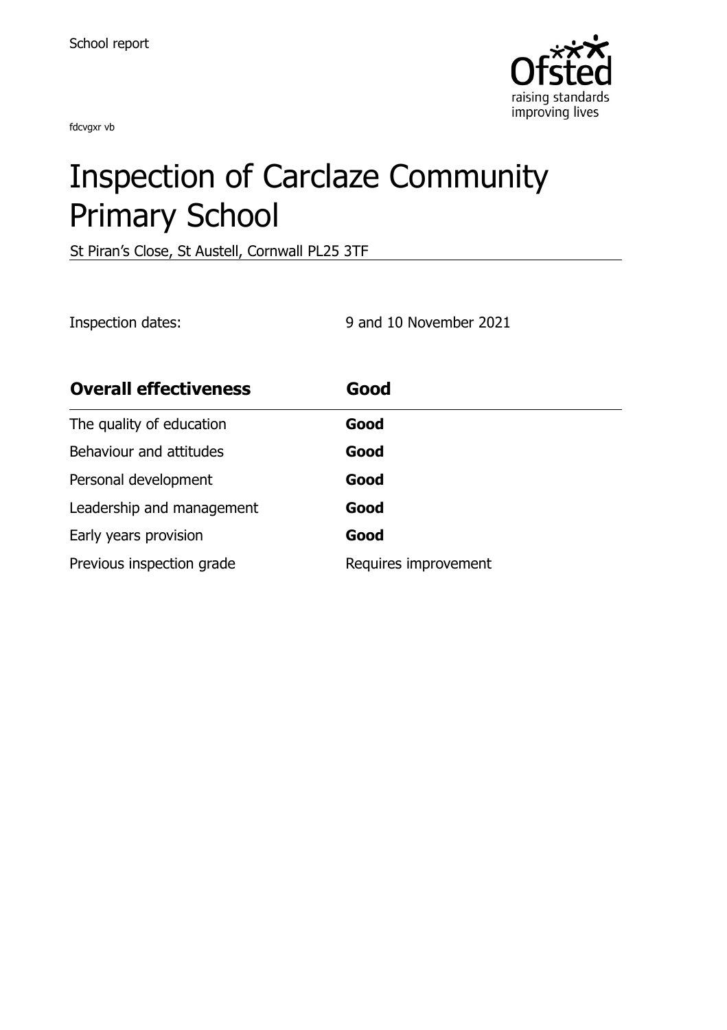School report

fdcvgxr vb

# Inspection of Carclaze Community Primary School

St Piran's Close, St Austell, Cornwall PL25 3TF

Inspection dates: 9 and 10 November 2021

| **Overall effectiveness** | **Good** |
| --- | --- |
| The quality of education | **Good** |
| Behaviour and attitudes | **Good** |
| Personal development | **Good** |
| Leadership and management | **Good** |
| Early years provision | **Good** |
| Previous inspection grade | Requires improvement |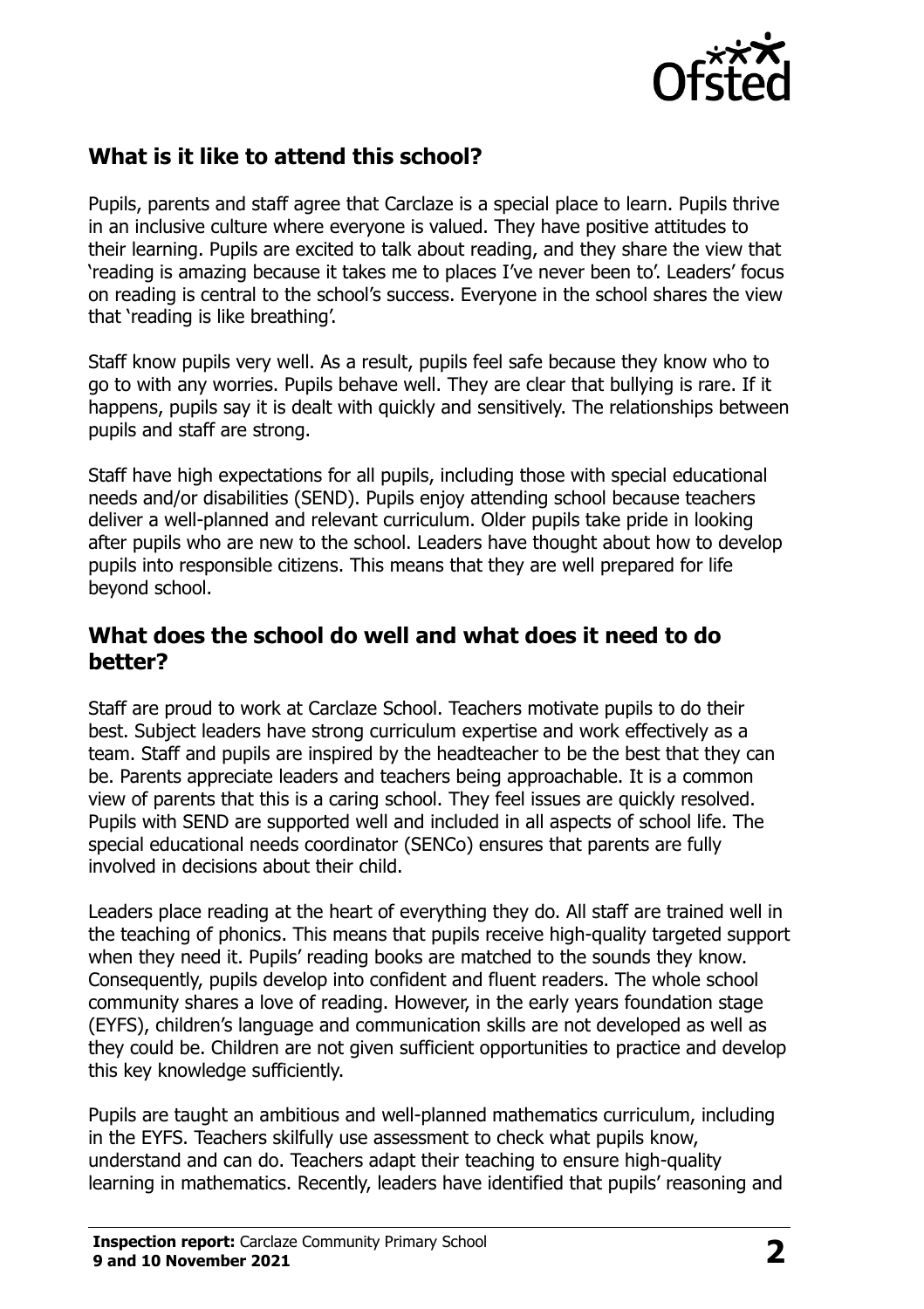## What is it like to attend this school?

Pupils, parents and staff agree that Carclaze is a special place to learn. Pupils thrive in an inclusive culture where everyone is valued. They have positive attitudes to their learning. Pupils are excited to talk about reading, and they share the view that 'reading is amazing because it takes me to places I've never been to'. Leaders' focus on reading is central to the school's success. Everyone in the school shares the view that 'reading is like breathing'.

Staff know pupils very well. As a result, pupils feel safe because they know who to go to with any worries. Pupils behave well. They are clear that bullying is rare. If it happens, pupils say it is dealt with quickly and sensitively. The relationships between pupils and staff are strong.

Staff have high expectations for all pupils, including those with special educational needs and/or disabilities (SEND). Pupils enjoy attending school because teachers deliver a well-planned and relevant curriculum. Older pupils take pride in looking after pupils who are new to the school. Leaders have thought about how to develop pupils into responsible citizens. This means that they are well prepared for life beyond school.

## What does the school do well and what does it need to do better?

Staff are proud to work at Carclaze School. Teachers motivate pupils to do their best. Subject leaders have strong curriculum expertise and work effectively as a team. Staff and pupils are inspired by the headteacher to be the best that they can be. Parents appreciate leaders and teachers being approachable. It is a common view of parents that this is a caring school. They feel issues are quickly resolved. Pupils with SEND are supported well and included in all aspects of school life. The special educational needs coordinator (SENCo) ensures that parents are fully involved in decisions about their child.

Leaders place reading at the heart of everything they do. All staff are trained well in the teaching of phonics. This means that pupils receive high-quality targeted support when they need it. Pupils' reading books are matched to the sounds they know. Consequently, pupils develop into confident and fluent readers. The whole school community shares a love of reading. However, in the early years foundation stage (EYFS), children's language and communication skills are not developed as well as they could be. Children are not given sufficient opportunities to practice and develop this key knowledge sufficiently.

Pupils are taught an ambitious and well-planned mathematics curriculum, including in the EYFS. Teachers skilfully use assessment to check what pupils know, understand and can do. Teachers adapt their teaching to ensure high-quality learning in mathematics. Recently, leaders have identified that pupils' reasoning and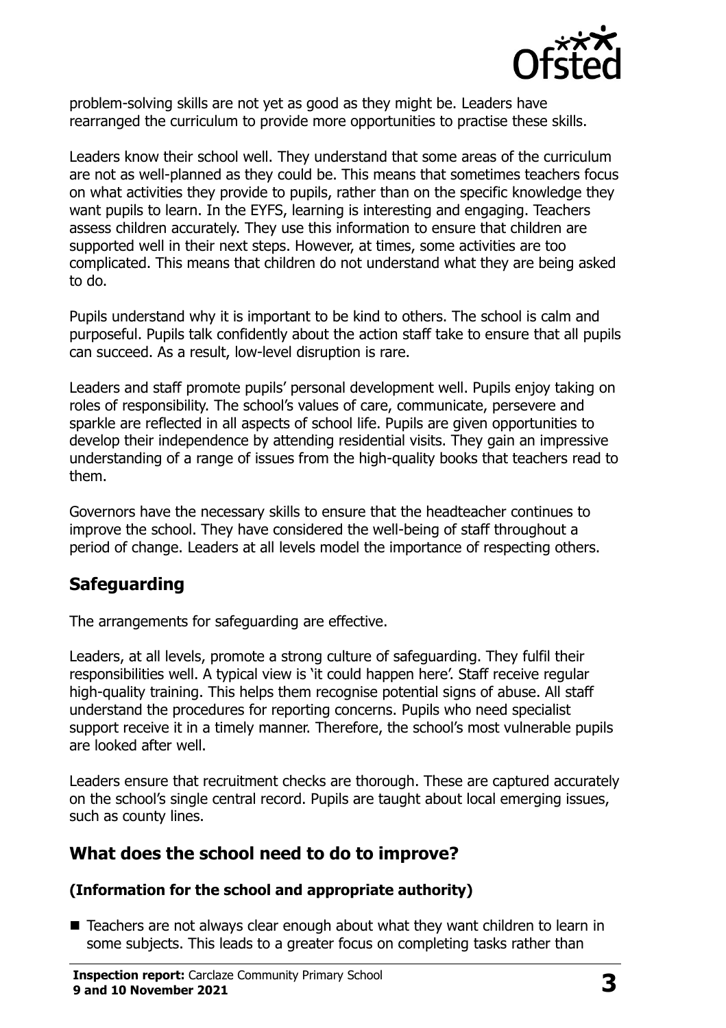problem-solving skills are not yet as good as they might be. Leaders have rearranged the curriculum to provide more opportunities to practise these skills.

Leaders know their school well. They understand that some areas of the curriculum are not as well-planned as they could be. This means that sometimes teachers focus on what activities they provide to pupils, rather than on the specific knowledge they want pupils to learn. In the EYFS, learning is interesting and engaging. Teachers assess children accurately. They use this information to ensure that children are supported well in their next steps. However, at times, some activities are too complicated. This means that children do not understand what they are being asked to do.

Pupils understand why it is important to be kind to others. The school is calm and purposeful. Pupils talk confidently about the action staff take to ensure that all pupils can succeed. As a result, low-level disruption is rare.

Leaders and staff promote pupils' personal development well. Pupils enjoy taking on roles of responsibility. The school's values of care, communicate, persevere and sparkle are reflected in all aspects of school life. Pupils are given opportunities to develop their independence by attending residential visits. They gain an impressive understanding of a range of issues from the high-quality books that teachers read to them.

Governors have the necessary skills to ensure that the headteacher continues to improve the school. They have considered the well-being of staff throughout a period of change. Leaders at all levels model the importance of respecting others.

## Safeguarding

The arrangements for safeguarding are effective.

Leaders, at all levels, promote a strong culture of safeguarding. They fulfil their responsibilities well. A typical view is 'it could happen here'. Staff receive regular high-quality training. This helps them recognise potential signs of abuse. All staff understand the procedures for reporting concerns. Pupils who need specialist support receive it in a timely manner. Therefore, the school's most vulnerable pupils are looked after well.

Leaders ensure that recruitment checks are thorough. These are captured accurately on the school's single central record. Pupils are taught about local emerging issues, such as county lines.

## What does the school need to do to improve?

### (Information for the school and appropriate authority)

- Teachers are not always clear enough about what they want children to learn in some subjects. This leads to a greater focus on completing tasks rather than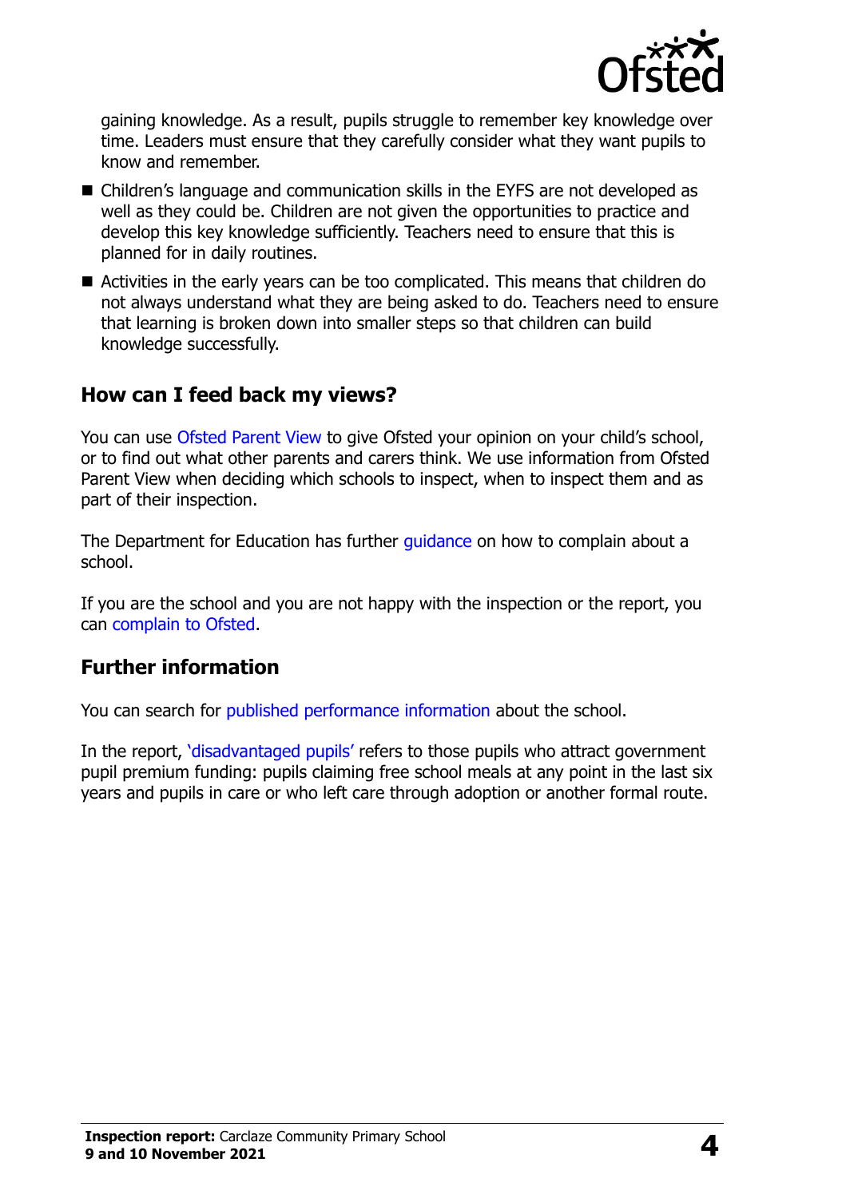gaining knowledge. As a result, pupils struggle to remember key knowledge over time. Leaders must ensure that they carefully consider what they want pupils to know and remember.

- Children's language and communication skills in the EYFS are not developed as well as they could be. Children are not given the opportunities to practice and develop this key knowledge sufficiently. Teachers need to ensure that this is planned for in daily routines.
- Activities in the early years can be too complicated. This means that children do not always understand what they are being asked to do. Teachers need to ensure that learning is broken down into smaller steps so that children can build knowledge successfully.

## How can I feed back my views?

You can use Ofsted Parent View to give Ofsted your opinion on your child's school, or to find out what other parents and carers think. We use information from Ofsted Parent View when deciding which schools to inspect, when to inspect them and as part of their inspection.

The Department for Education has further guidance on how to complain about a school.

If you are the school and you are not happy with the inspection or the report, you can complain to Ofsted.

## Further information

You can search for published performance information about the school.

In the report, 'disadvantaged pupils' refers to those pupils who attract government pupil premium funding: pupils claiming free school meals at any point in the last six years and pupils in care or who left care through adoption or another formal route.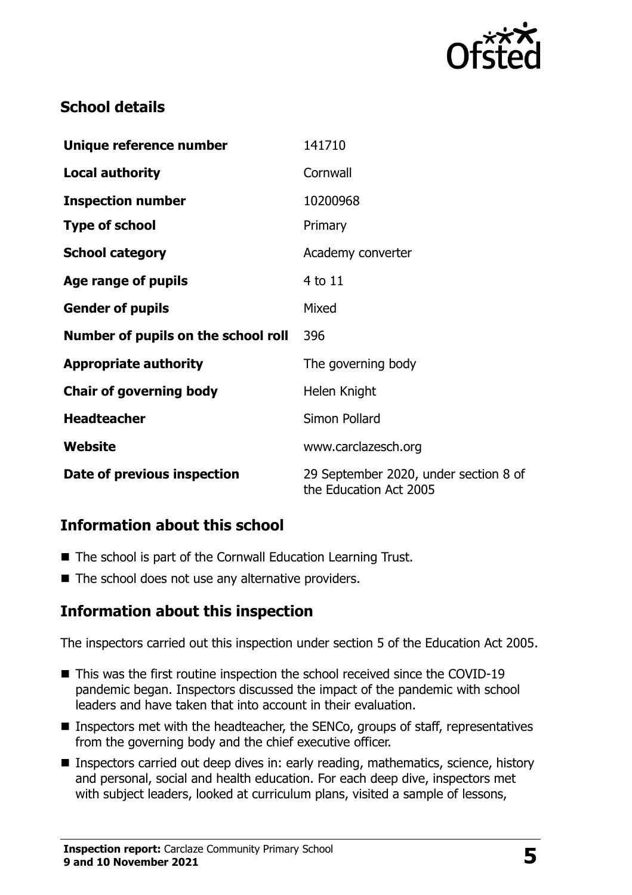## School details

| | |
|---|---|
| **Unique reference number** | 141710 |
| **Local authority** | Cornwall |
| **Inspection number** | 10200968 |
| **Type of school** | Primary |
| **School category** | Academy converter |
| **Age range of pupils** | 4 to 11 |
| **Gender of pupils** | Mixed |
| **Number of pupils on the school roll** | 396 |
| **Appropriate authority** | The governing body |
| **Chair of governing body** | Helen Knight |
| **Headteacher** | Simon Pollard |
| **Website** | www.carclazesch.org |
| **Date of previous inspection** | 29 September 2020, under section 8 of the Education Act 2005 |

## Information about this school

- The school is part of the Cornwall Education Learning Trust.
- The school does not use any alternative providers.

## Information about this inspection

The inspectors carried out this inspection under section 5 of the Education Act 2005.

- This was the first routine inspection the school received since the COVID-19 pandemic began. Inspectors discussed the impact of the pandemic with school leaders and have taken that into account in their evaluation.
- Inspectors met with the headteacher, the SENCo, groups of staff, representatives from the governing body and the chief executive officer.
- Inspectors carried out deep dives in: early reading, mathematics, science, history and personal, social and health education. For each deep dive, inspectors met with subject leaders, looked at curriculum plans, visited a sample of lessons,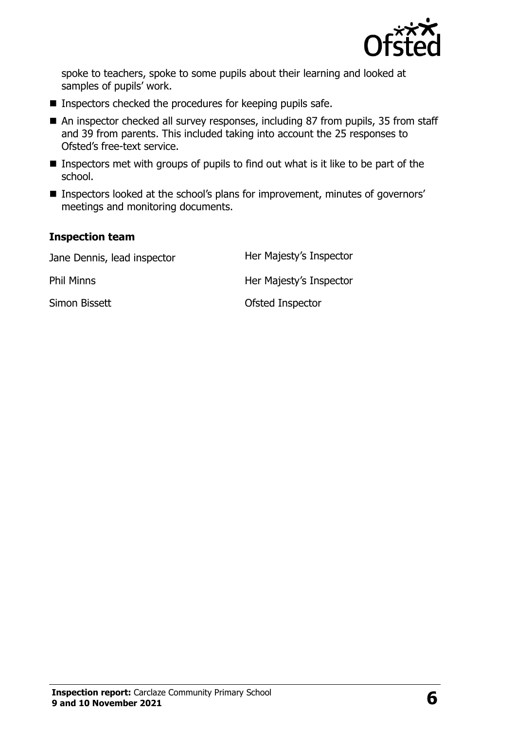spoke to teachers, spoke to some pupils about their learning and looked at samples of pupils' work.

- Inspectors checked the procedures for keeping pupils safe.
- An inspector checked all survey responses, including 87 from pupils, 35 from staff and 39 from parents. This included taking into account the 25 responses to Ofsted's free-text service.
- Inspectors met with groups of pupils to find out what is it like to be part of the school.
- Inspectors looked at the school's plans for improvement, minutes of governors' meetings and monitoring documents.

### Inspection team

| | |
|---|---|
| Jane Dennis, lead inspector | Her Majesty's Inspector |
| Phil Minns | Her Majesty's Inspector |
| Simon Bissett | Ofsted Inspector |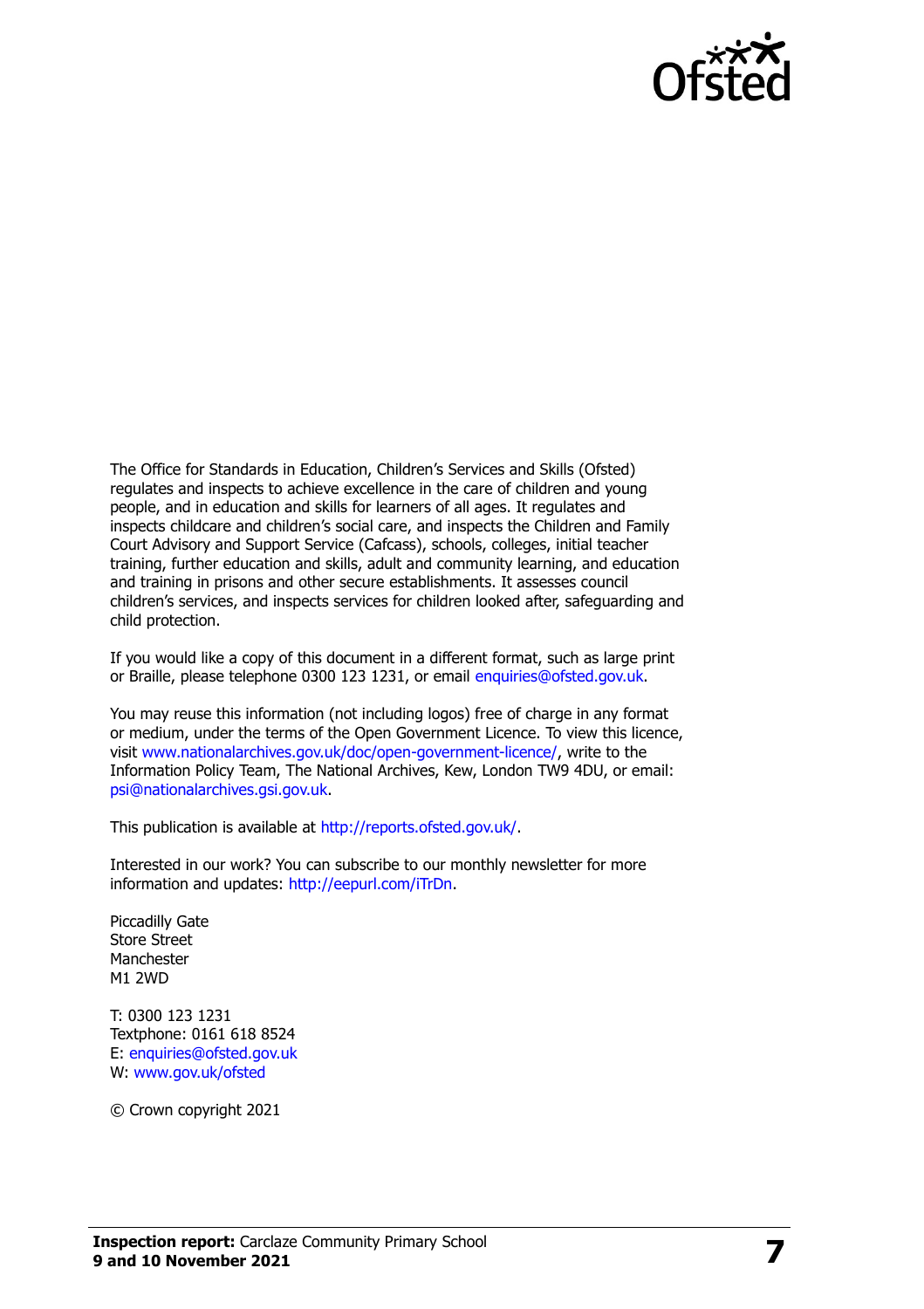The Office for Standards in Education, Children's Services and Skills (Ofsted) regulates and inspects to achieve excellence in the care of children and young people, and in education and skills for learners of all ages. It regulates and inspects childcare and children's social care, and inspects the Children and Family Court Advisory and Support Service (Cafcass), schools, colleges, initial teacher training, further education and skills, adult and community learning, and education and training in prisons and other secure establishments. It assesses council children's services, and inspects services for children looked after, safeguarding and child protection.

If you would like a copy of this document in a different format, such as large print or Braille, please telephone 0300 123 1231, or email enquiries@ofsted.gov.uk.

You may reuse this information (not including logos) free of charge in any format or medium, under the terms of the Open Government Licence. To view this licence, visit www.nationalarchives.gov.uk/doc/open-government-licence/, write to the Information Policy Team, The National Archives, Kew, London TW9 4DU, or email: psi@nationalarchives.gsi.gov.uk.

This publication is available at http://reports.ofsted.gov.uk/.

Interested in our work? You can subscribe to our monthly newsletter for more information and updates: http://eepurl.com/iTrDn.

Piccadilly Gate
Store Street
Manchester
M1 2WD

T: 0300 123 1231
Textphone: 0161 618 8524
E: enquiries@ofsted.gov.uk
W: www.gov.uk/ofsted

© Crown copyright 2021